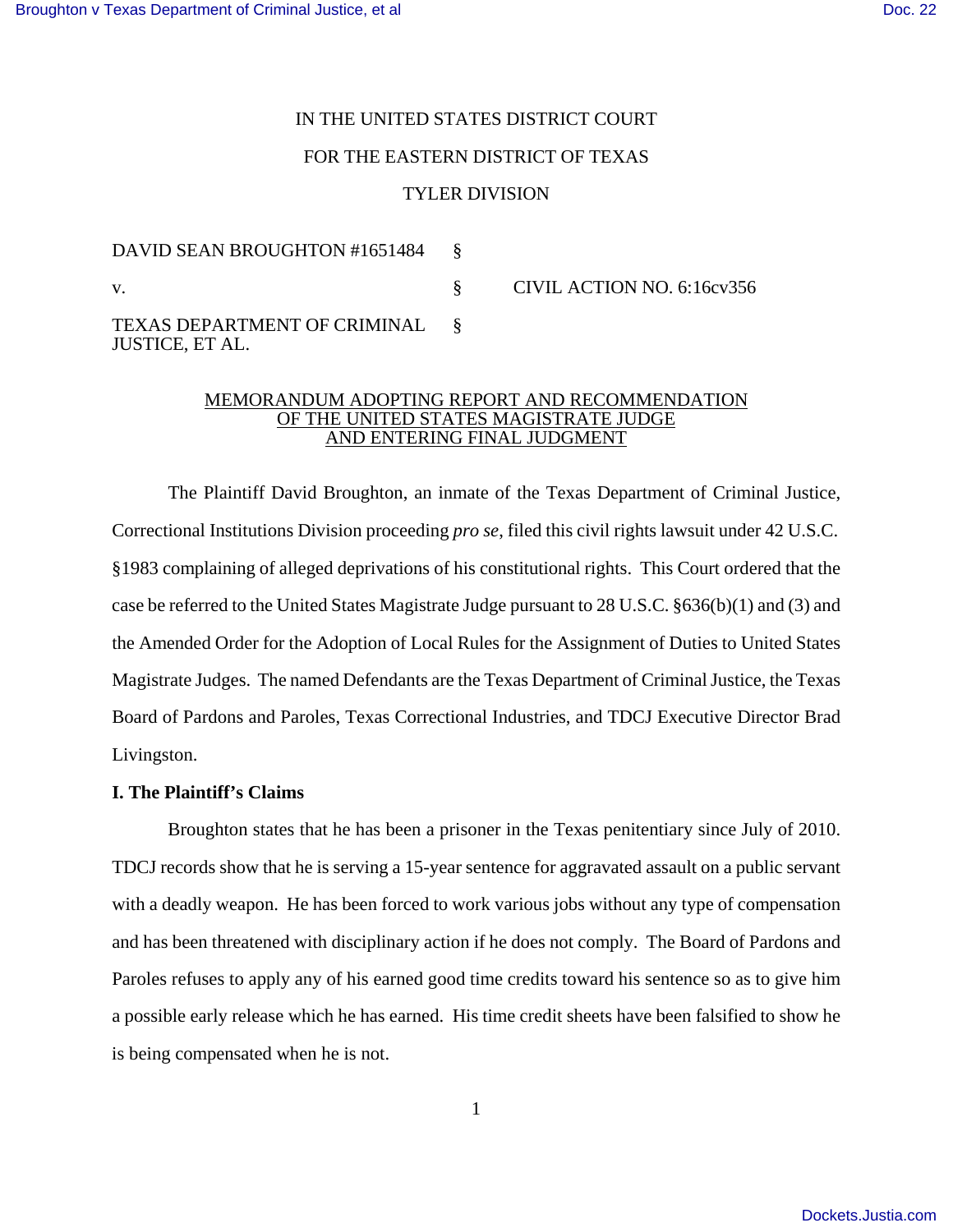IN THE UNITED STATES DISTRICT COURT

FOR THE EASTERN DISTRICT OF TEXAS

TYLER DIVISION

| | | |
|---|---|---|
| DAVID SEAN BROUGHTON #1651484 | § | |
| v. | § | CIVIL ACTION NO. 6:16cv356 |
| TEXAS DEPARTMENT OF CRIMINAL JUSTICE, ET AL. | § | |

MEMORANDUM ADOPTING REPORT AND RECOMMENDATION OF THE UNITED STATES MAGISTRATE JUDGE AND ENTERING FINAL JUDGMENT

The Plaintiff David Broughton, an inmate of the Texas Department of Criminal Justice, Correctional Institutions Division proceeding *pro se*, filed this civil rights lawsuit under 42 U.S.C. §1983 complaining of alleged deprivations of his constitutional rights. This Court ordered that the case be referred to the United States Magistrate Judge pursuant to 28 U.S.C. §636(b)(1) and (3) and the Amended Order for the Adoption of Local Rules for the Assignment of Duties to United States Magistrate Judges. The named Defendants are the Texas Department of Criminal Justice, the Texas Board of Pardons and Paroles, Texas Correctional Industries, and TDCJ Executive Director Brad Livingston.

**I. The Plaintiff's Claims**

Broughton states that he has been a prisoner in the Texas penitentiary since July of 2010. TDCJ records show that he is serving a 15-year sentence for aggravated assault on a public servant with a deadly weapon. He has been forced to work various jobs without any type of compensation and has been threatened with disciplinary action if he does not comply. The Board of Pardons and Paroles refuses to apply any of his earned good time credits toward his sentence so as to give him a possible early release which he has earned. His time credit sheets have been falsified to show he is being compensated when he is not.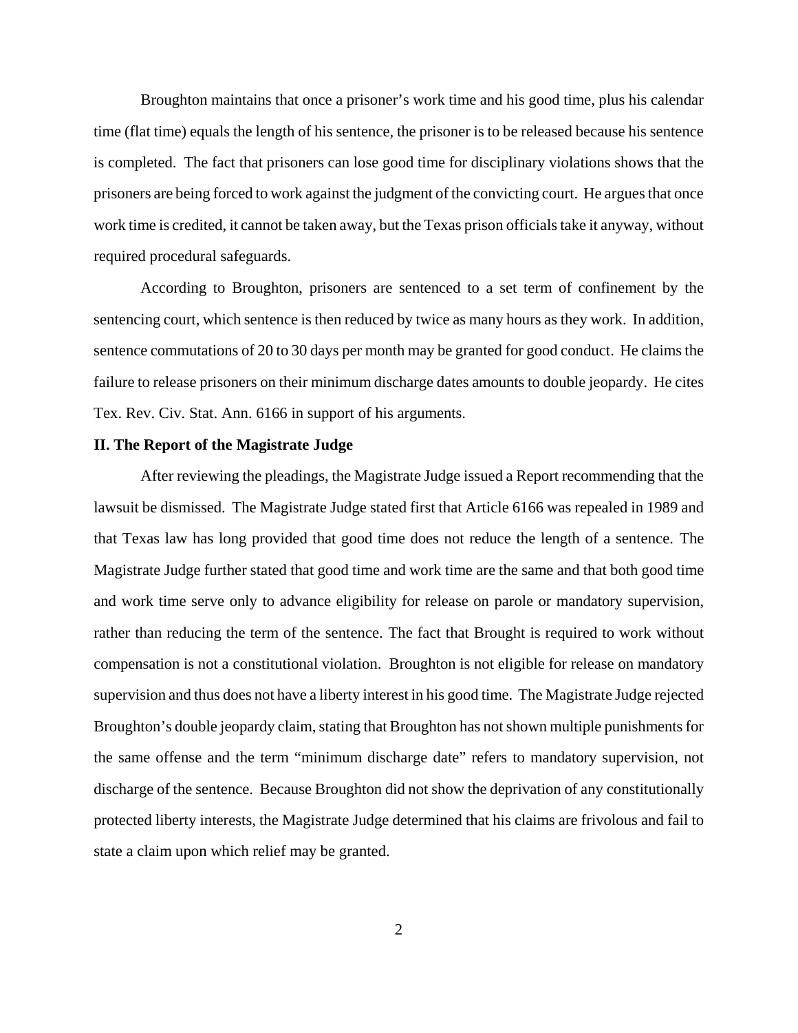Broughton maintains that once a prisoner's work time and his good time, plus his calendar time (flat time) equals the length of his sentence, the prisoner is to be released because his sentence is completed. The fact that prisoners can lose good time for disciplinary violations shows that the prisoners are being forced to work against the judgment of the convicting court. He argues that once work time is credited, it cannot be taken away, but the Texas prison officials take it anyway, without required procedural safeguards.

According to Broughton, prisoners are sentenced to a set term of confinement by the sentencing court, which sentence is then reduced by twice as many hours as they work. In addition, sentence commutations of 20 to 30 days per month may be granted for good conduct. He claims the failure to release prisoners on their minimum discharge dates amounts to double jeopardy. He cites Tex. Rev. Civ. Stat. Ann. 6166 in support of his arguments.

**II. The Report of the Magistrate Judge**

After reviewing the pleadings, the Magistrate Judge issued a Report recommending that the lawsuit be dismissed. The Magistrate Judge stated first that Article 6166 was repealed in 1989 and that Texas law has long provided that good time does not reduce the length of a sentence. The Magistrate Judge further stated that good time and work time are the same and that both good time and work time serve only to advance eligibility for release on parole or mandatory supervision, rather than reducing the term of the sentence. The fact that Brought is required to work without compensation is not a constitutional violation. Broughton is not eligible for release on mandatory supervision and thus does not have a liberty interest in his good time. The Magistrate Judge rejected Broughton's double jeopardy claim, stating that Broughton has not shown multiple punishments for the same offense and the term "minimum discharge date" refers to mandatory supervision, not discharge of the sentence. Because Broughton did not show the deprivation of any constitutionally protected liberty interests, the Magistrate Judge determined that his claims are frivolous and fail to state a claim upon which relief may be granted.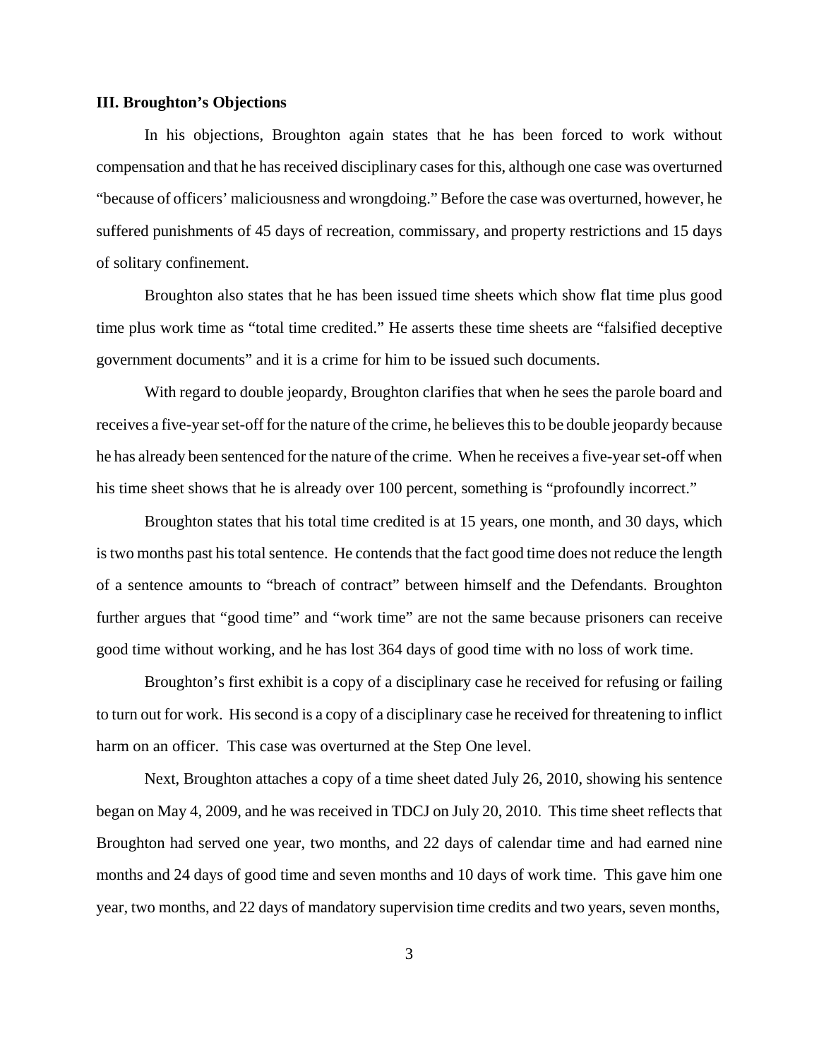### III. Broughton's Objections

In his objections, Broughton again states that he has been forced to work without compensation and that he has received disciplinary cases for this, although one case was overturned "because of officers' maliciousness and wrongdoing." Before the case was overturned, however, he suffered punishments of 45 days of recreation, commissary, and property restrictions and 15 days of solitary confinement.

Broughton also states that he has been issued time sheets which show flat time plus good time plus work time as "total time credited." He asserts these time sheets are "falsified deceptive government documents" and it is a crime for him to be issued such documents.

With regard to double jeopardy, Broughton clarifies that when he sees the parole board and receives a five-year set-off for the nature of the crime, he believes this to be double jeopardy because he has already been sentenced for the nature of the crime. When he receives a five-year set-off when his time sheet shows that he is already over 100 percent, something is "profoundly incorrect."

Broughton states that his total time credited is at 15 years, one month, and 30 days, which is two months past his total sentence. He contends that the fact good time does not reduce the length of a sentence amounts to "breach of contract" between himself and the Defendants. Broughton further argues that "good time" and "work time" are not the same because prisoners can receive good time without working, and he has lost 364 days of good time with no loss of work time.

Broughton's first exhibit is a copy of a disciplinary case he received for refusing or failing to turn out for work. His second is a copy of a disciplinary case he received for threatening to inflict harm on an officer. This case was overturned at the Step One level.

Next, Broughton attaches a copy of a time sheet dated July 26, 2010, showing his sentence began on May 4, 2009, and he was received in TDCJ on July 20, 2010. This time sheet reflects that Broughton had served one year, two months, and 22 days of calendar time and had earned nine months and 24 days of good time and seven months and 10 days of work time. This gave him one year, two months, and 22 days of mandatory supervision time credits and two years, seven months,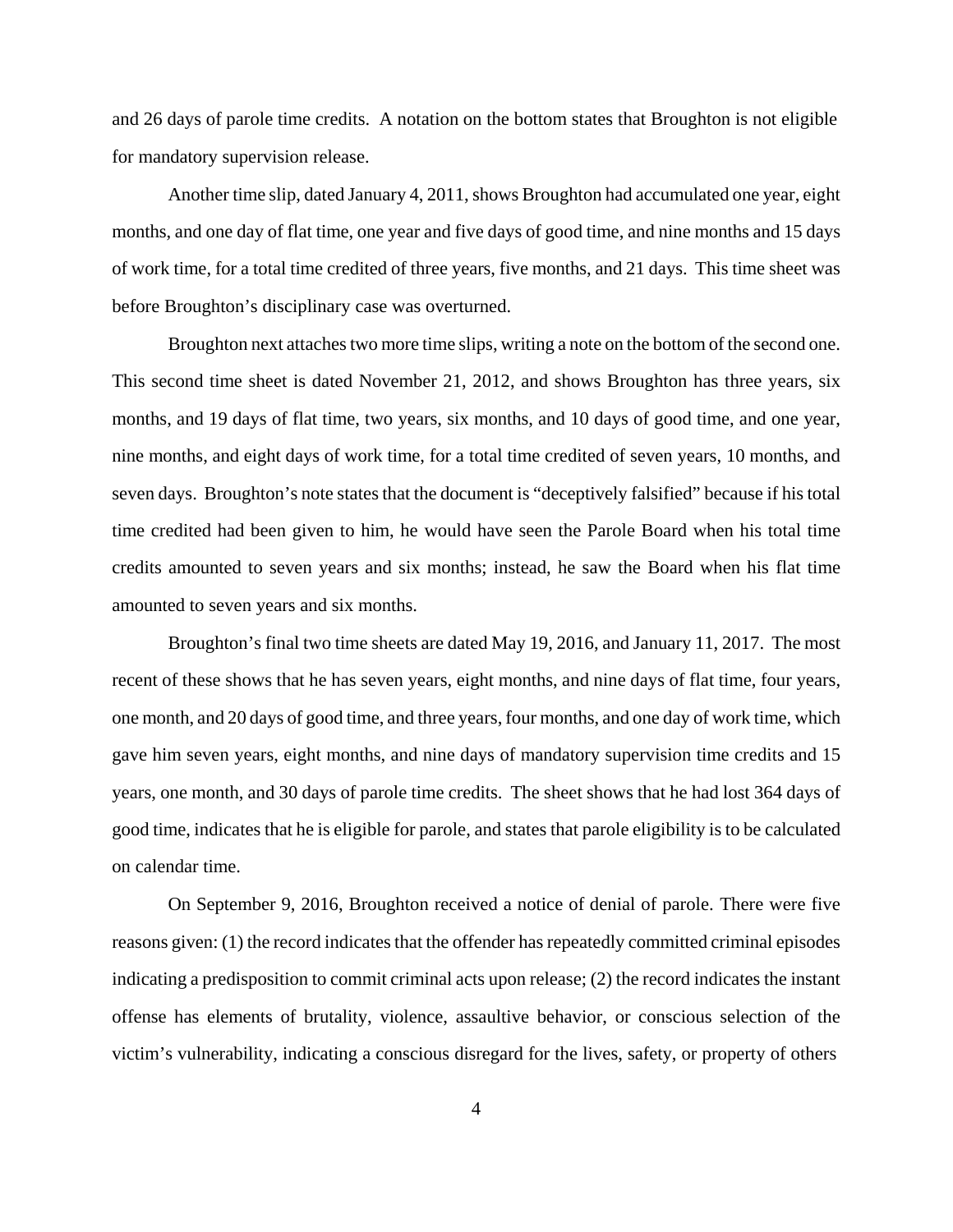and 26 days of parole time credits. A notation on the bottom states that Broughton is not eligible for mandatory supervision release.

Another time slip, dated January 4, 2011, shows Broughton had accumulated one year, eight months, and one day of flat time, one year and five days of good time, and nine months and 15 days of work time, for a total time credited of three years, five months, and 21 days. This time sheet was before Broughton's disciplinary case was overturned.

Broughton next attaches two more time slips, writing a note on the bottom of the second one. This second time sheet is dated November 21, 2012, and shows Broughton has three years, six months, and 19 days of flat time, two years, six months, and 10 days of good time, and one year, nine months, and eight days of work time, for a total time credited of seven years, 10 months, and seven days. Broughton's note states that the document is "deceptively falsified" because if his total time credited had been given to him, he would have seen the Parole Board when his total time credits amounted to seven years and six months; instead, he saw the Board when his flat time amounted to seven years and six months.

Broughton's final two time sheets are dated May 19, 2016, and January 11, 2017. The most recent of these shows that he has seven years, eight months, and nine days of flat time, four years, one month, and 20 days of good time, and three years, four months, and one day of work time, which gave him seven years, eight months, and nine days of mandatory supervision time credits and 15 years, one month, and 30 days of parole time credits. The sheet shows that he had lost 364 days of good time, indicates that he is eligible for parole, and states that parole eligibility is to be calculated on calendar time.

On September 9, 2016, Broughton received a notice of denial of parole. There were five reasons given: (1) the record indicates that the offender has repeatedly committed criminal episodes indicating a predisposition to commit criminal acts upon release; (2) the record indicates the instant offense has elements of brutality, violence, assaultive behavior, or conscious selection of the victim's vulnerability, indicating a conscious disregard for the lives, safety, or property of others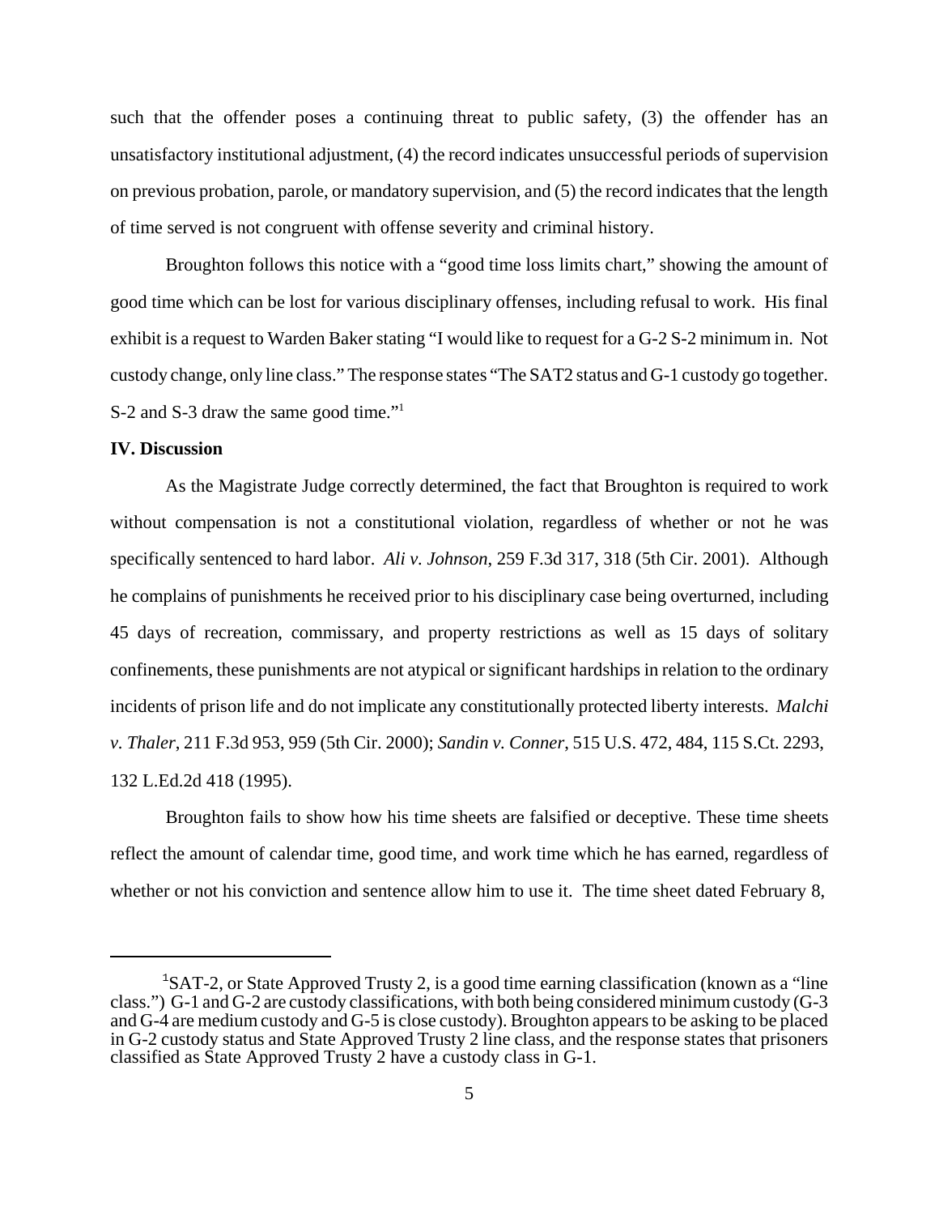such that the offender poses a continuing threat to public safety, (3) the offender has an unsatisfactory institutional adjustment, (4) the record indicates unsuccessful periods of supervision on previous probation, parole, or mandatory supervision, and (5) the record indicates that the length of time served is not congruent with offense severity and criminal history.

Broughton follows this notice with a "good time loss limits chart," showing the amount of good time which can be lost for various disciplinary offenses, including refusal to work. His final exhibit is a request to Warden Baker stating "I would like to request for a G-2 S-2 minimum in. Not custody change, only line class." The response states "The SAT2 status and G-1 custody go together. S-2 and S-3 draw the same good time."[1]

**IV. Discussion**

As the Magistrate Judge correctly determined, the fact that Broughton is required to work without compensation is not a constitutional violation, regardless of whether or not he was specifically sentenced to hard labor. *Ali v. Johnson*, 259 F.3d 317, 318 (5th Cir. 2001). Although he complains of punishments he received prior to his disciplinary case being overturned, including 45 days of recreation, commissary, and property restrictions as well as 15 days of solitary confinements, these punishments are not atypical or significant hardships in relation to the ordinary incidents of prison life and do not implicate any constitutionally protected liberty interests. *Malchi v. Thaler*, 211 F.3d 953, 959 (5th Cir. 2000); *Sandin v. Conner*, 515 U.S. 472, 484, 115 S.Ct. 2293, 132 L.Ed.2d 418 (1995).

Broughton fails to show how his time sheets are falsified or deceptive. These time sheets reflect the amount of calendar time, good time, and work time which he has earned, regardless of whether or not his conviction and sentence allow him to use it. The time sheet dated February 8,

---

[1] SAT-2, or State Approved Trusty 2, is a good time earning classification (known as a "line class.") G-1 and G-2 are custody classifications, with both being considered minimum custody (G-3 and G-4 are medium custody and G-5 is close custody). Broughton appears to be asking to be placed in G-2 custody status and State Approved Trusty 2 line class, and the response states that prisoners classified as State Approved Trusty 2 have a custody class in G-1.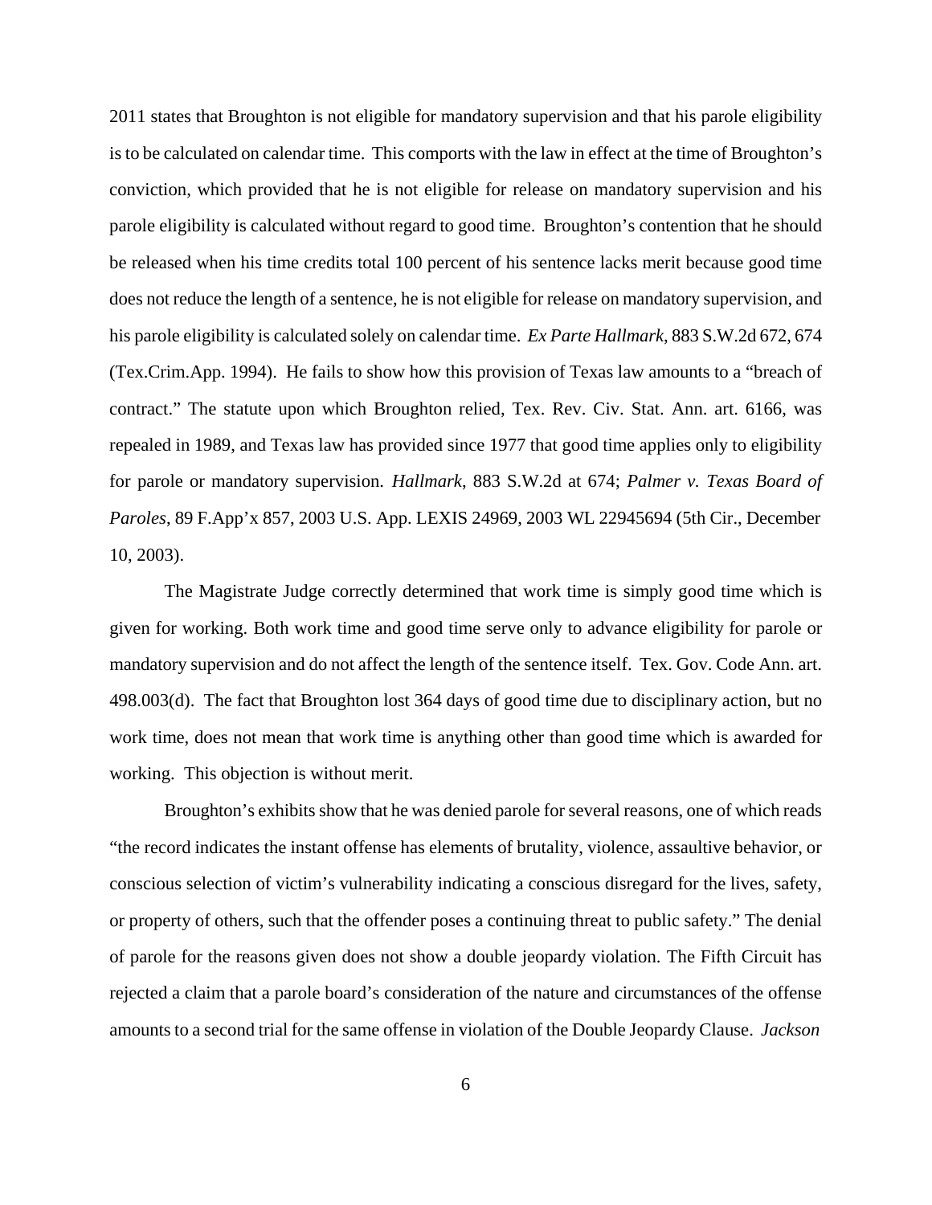2011 states that Broughton is not eligible for mandatory supervision and that his parole eligibility is to be calculated on calendar time. This comports with the law in effect at the time of Broughton's conviction, which provided that he is not eligible for release on mandatory supervision and his parole eligibility is calculated without regard to good time. Broughton's contention that he should be released when his time credits total 100 percent of his sentence lacks merit because good time does not reduce the length of a sentence, he is not eligible for release on mandatory supervision, and his parole eligibility is calculated solely on calendar time. *Ex Parte Hallmark*, 883 S.W.2d 672, 674 (Tex.Crim.App. 1994). He fails to show how this provision of Texas law amounts to a "breach of contract." The statute upon which Broughton relied, Tex. Rev. Civ. Stat. Ann. art. 6166, was repealed in 1989, and Texas law has provided since 1977 that good time applies only to eligibility for parole or mandatory supervision. *Hallmark*, 883 S.W.2d at 674; *Palmer v. Texas Board of Paroles*, 89 F.App'x 857, 2003 U.S. App. LEXIS 24969, 2003 WL 22945694 (5th Cir., December 10, 2003).

The Magistrate Judge correctly determined that work time is simply good time which is given for working. Both work time and good time serve only to advance eligibility for parole or mandatory supervision and do not affect the length of the sentence itself. Tex. Gov. Code Ann. art. 498.003(d). The fact that Broughton lost 364 days of good time due to disciplinary action, but no work time, does not mean that work time is anything other than good time which is awarded for working. This objection is without merit.

Broughton's exhibits show that he was denied parole for several reasons, one of which reads "the record indicates the instant offense has elements of brutality, violence, assaultive behavior, or conscious selection of victim's vulnerability indicating a conscious disregard for the lives, safety, or property of others, such that the offender poses a continuing threat to public safety." The denial of parole for the reasons given does not show a double jeopardy violation. The Fifth Circuit has rejected a claim that a parole board's consideration of the nature and circumstances of the offense amounts to a second trial for the same offense in violation of the Double Jeopardy Clause. *Jackson*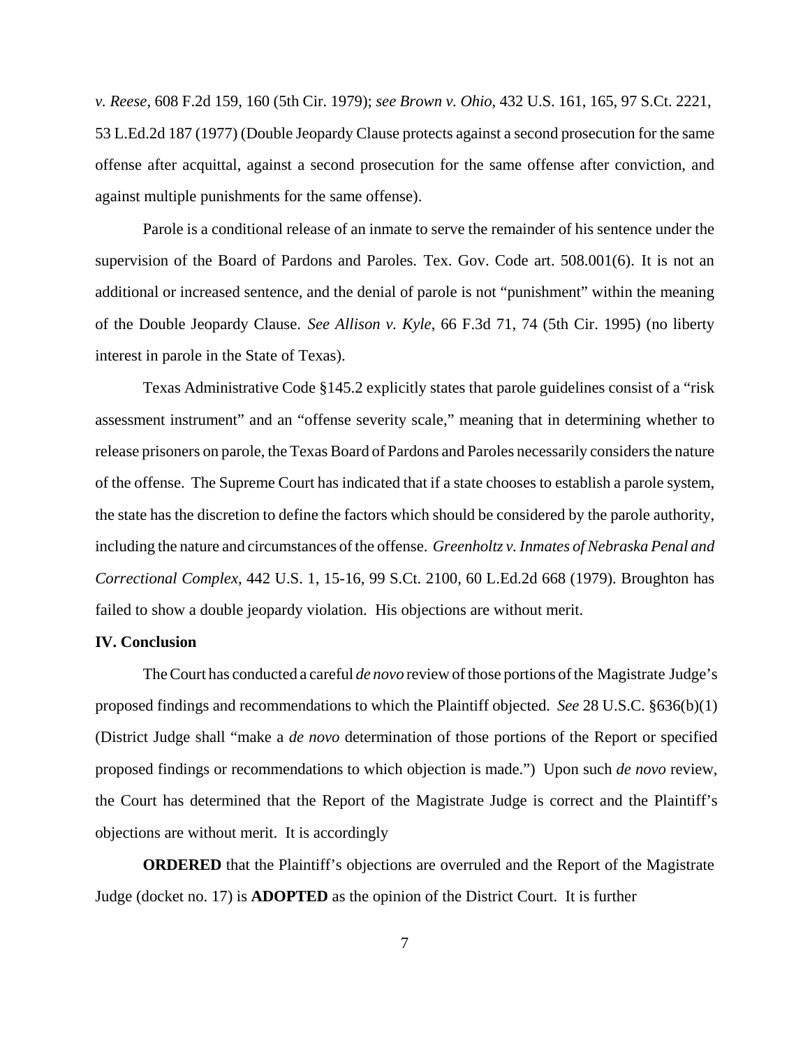*v. Reese*, 608 F.2d 159, 160 (5th Cir. 1979); *see Brown v. Ohio*, 432 U.S. 161, 165, 97 S.Ct. 2221, 53 L.Ed.2d 187 (1977) (Double Jeopardy Clause protects against a second prosecution for the same offense after acquittal, against a second prosecution for the same offense after conviction, and against multiple punishments for the same offense).

Parole is a conditional release of an inmate to serve the remainder of his sentence under the supervision of the Board of Pardons and Paroles. Tex. Gov. Code art. 508.001(6). It is not an additional or increased sentence, and the denial of parole is not "punishment" within the meaning of the Double Jeopardy Clause. *See Allison v. Kyle*, 66 F.3d 71, 74 (5th Cir. 1995) (no liberty interest in parole in the State of Texas).

Texas Administrative Code §145.2 explicitly states that parole guidelines consist of a "risk assessment instrument" and an "offense severity scale," meaning that in determining whether to release prisoners on parole, the Texas Board of Pardons and Paroles necessarily considers the nature of the offense. The Supreme Court has indicated that if a state chooses to establish a parole system, the state has the discretion to define the factors which should be considered by the parole authority, including the nature and circumstances of the offense. *Greenholtz v. Inmates of Nebraska Penal and Correctional Complex*, 442 U.S. 1, 15-16, 99 S.Ct. 2100, 60 L.Ed.2d 668 (1979). Broughton has failed to show a double jeopardy violation. His objections are without merit.

**IV. Conclusion**

The Court has conducted a careful *de novo* review of those portions of the Magistrate Judge's proposed findings and recommendations to which the Plaintiff objected. *See* 28 U.S.C. §636(b)(1) (District Judge shall "make a *de novo* determination of those portions of the Report or specified proposed findings or recommendations to which objection is made.") Upon such *de novo* review, the Court has determined that the Report of the Magistrate Judge is correct and the Plaintiff's objections are without merit. It is accordingly

**ORDERED** that the Plaintiff's objections are overruled and the Report of the Magistrate Judge (docket no. 17) is **ADOPTED** as the opinion of the District Court. It is further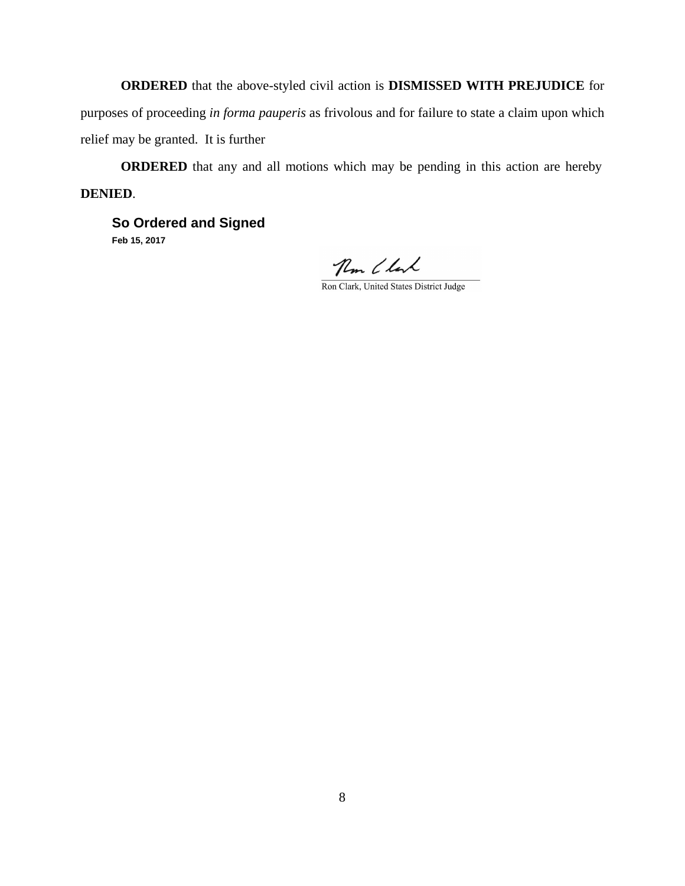**ORDERED** that the above-styled civil action is **DISMISSED WITH PREJUDICE** for purposes of proceeding *in forma pauperis* as frivolous and for failure to state a claim upon which relief may be granted. It is further

**ORDERED** that any and all motions which may be pending in this action are hereby **DENIED**.

**So Ordered and Signed**

**Feb 15, 2017**

Ron Clark, United States District Judge